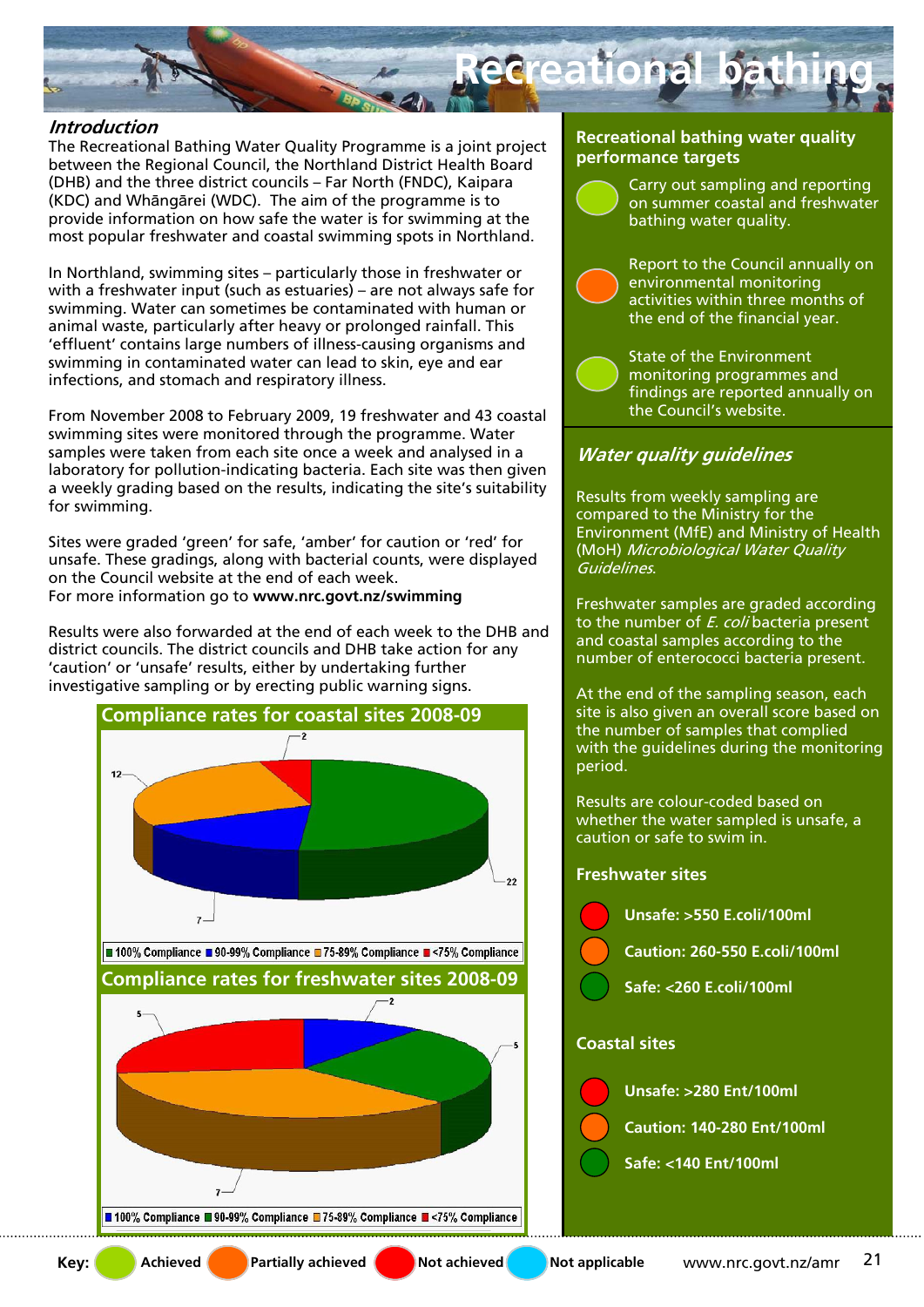# Recreational bathing

## Introduction

The Recreational Bathing Water Quality Programme is a joint project between the Regional Council, the Northland District Health Board (DHB) and the three district councils – Far North (FNDC), Kaipara (KDC) and Whāngārei (WDC). The aim of the programme is to provide information on how safe the water is for swimming at the most popular freshwater and coastal swimming spots in Northland.

In Northland, swimming sites – particularly those in freshwater or with a freshwater input (such as estuaries) – are not always safe for swimming. Water can sometimes be contaminated with human or animal waste, particularly after heavy or prolonged rainfall. This 'effluent' contains large numbers of illness-causing organisms and swimming in contaminated water can lead to skin, eye and ear infections, and stomach and respiratory illness.

From November 2008 to February 2009, 19 freshwater and 43 coastal swimming sites were monitored through the programme. Water samples were taken from each site once a week and analysed in a laboratory for pollution-indicating bacteria. Each site was then given a weekly grading based on the results, indicating the site's suitability for swimming.

Sites were graded 'green' for safe, 'amber' for caution or 'red' for unsafe. These gradings, along with bacterial counts, were displayed on the Council website at the end of each week.
For more information go to **www.nrc.govt.nz/swimming**

Results were also forwarded at the end of each week to the DHB and district councils. The district councils and DHB take action for any 'caution' or 'unsafe' results, either by undertaking further investigative sampling or by erecting public warning signs.

### Compliance rates for coastal sites 2008-09

| Compliance | Number of sites |
|---|---|
| 100% Compliance | 22 |
| 90-99% Compliance | 7 |
| 75-89% Compliance | 12 |
| <75% Compliance | 2 |

### Compliance rates for freshwater sites 2008-09

| Compliance | Number of sites |
|---|---|
| 100% Compliance | 2 |
| 90-99% Compliance | 5 |
| 75-89% Compliance | 7 |
| <75% Compliance | 5 |

## Recreational bathing water quality performance targets

- Carry out sampling and reporting on summer coastal and freshwater bathing water quality. (Achieved)
- Report to the Council annually on environmental monitoring activities within three months of the end of the financial year. (Partially achieved)
- State of the Environment monitoring programmes and findings are reported annually on the Council's website. (Achieved)

## *Water quality guidelines*

Results from weekly sampling are compared to the Ministry for the Environment (MfE) and Ministry of Health (MoH) *Microbiological Water Quality Guidelines*.

Freshwater samples are graded according to the number of *E. coli* bacteria present and coastal samples according to the number of enterococci bacteria present.

At the end of the sampling season, each site is also given an overall score based on the number of samples that complied with the guidelines during the monitoring period.

Results are colour-coded based on whether the water sampled is unsafe, a caution or safe to swim in.

### Freshwater sites

- **Unsafe: >550 E.coli/100ml**
- **Caution: 260-550 E.coli/100ml**
- **Safe: <260 E.coli/100ml**

### Coastal sites

- **Unsafe: >280 Ent/100ml**
- **Caution: 140-280 Ent/100ml**
- **Safe: <140 Ent/100ml**

**Key:** Achieved | Partially achieved | Not achieved | Not applicable

www.nrc.govt.nz/amr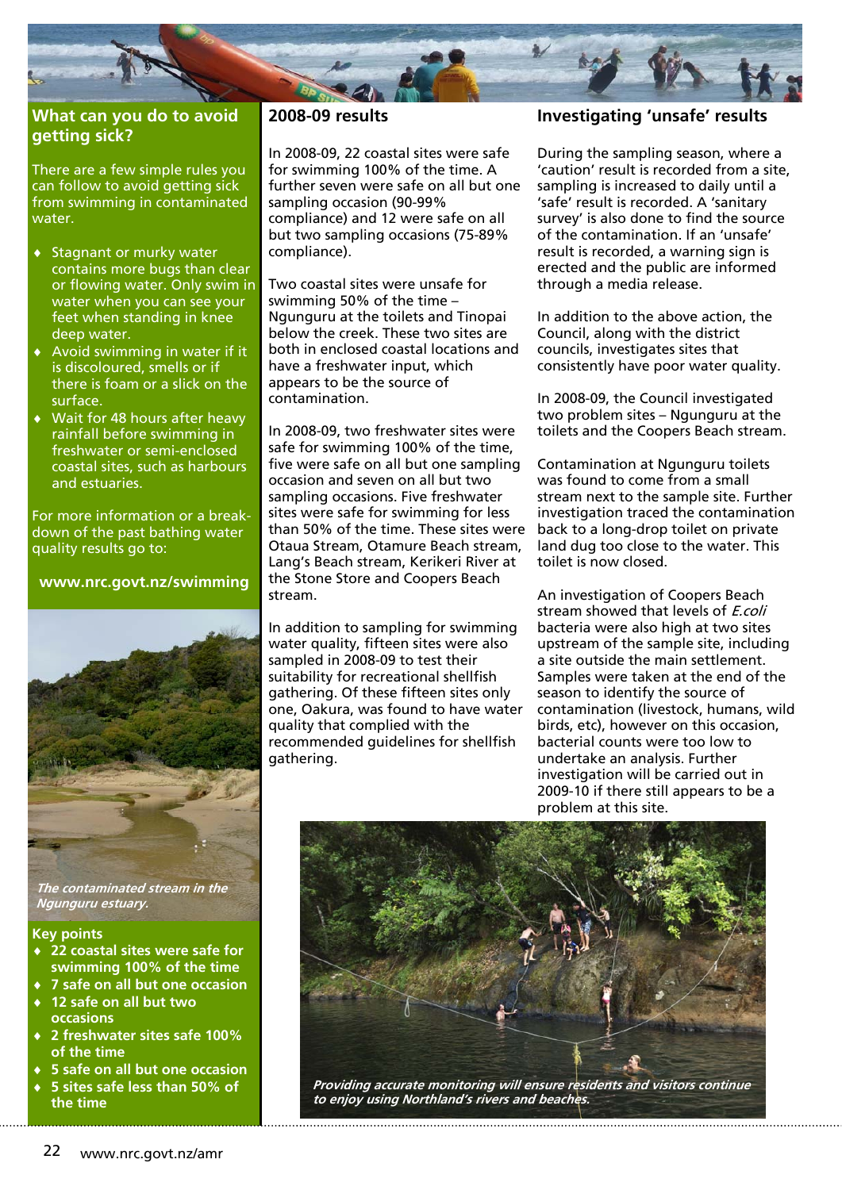## What can you do to avoid getting sick?

There are a few simple rules you can follow to avoid getting sick from swimming in contaminated water.

- Stagnant or murky water contains more bugs than clear or flowing water. Only swim in water when you can see your feet when standing in knee deep water.
- Avoid swimming in water if it is discoloured, smells or if there is foam or a slick on the surface.
- Wait for 48 hours after heavy rainfall before swimming in freshwater or semi-enclosed coastal sites, such as harbours and estuaries.

For more information or a break-down of the past bathing water quality results go to:

**www.nrc.govt.nz/swimming**

*The contaminated stream in the Ngunguru estuary.*

**Key points**

- **22 coastal sites were safe for swimming 100% of the time**
- **7 safe on all but one occasion**
- **12 safe on all but two occasions**
- **2 freshwater sites safe 100% of the time**
- **5 safe on all but one occasion**
- **5 sites safe less than 50% of the time**

## 2008-09 results

In 2008-09, 22 coastal sites were safe for swimming 100% of the time. A further seven were safe on all but one sampling occasion (90-99% compliance) and 12 were safe on all but two sampling occasions (75-89% compliance).

Two coastal sites were unsafe for swimming 50% of the time – Ngunguru at the toilets and Tinopai below the creek. These two sites are both in enclosed coastal locations and have a freshwater input, which appears to be the source of contamination.

In 2008-09, two freshwater sites were safe for swimming 100% of the time, five were safe on all but one sampling occasion and seven on all but two sampling occasions. Five freshwater sites were safe for swimming for less than 50% of the time. These sites were Otaua Stream, Otamure Beach stream, Lang's Beach stream, Kerikeri River at the Stone Store and Coopers Beach stream.

In addition to sampling for swimming water quality, fifteen sites were also sampled in 2008-09 to test their suitability for recreational shellfish gathering. Of these fifteen sites only one, Oakura, was found to have water quality that complied with the recommended guidelines for shellfish gathering.

## Investigating 'unsafe' results

During the sampling season, where a 'caution' result is recorded from a site, sampling is increased to daily until a 'safe' result is recorded. A 'sanitary survey' is also done to find the source of the contamination. If an 'unsafe' result is recorded, a warning sign is erected and the public are informed through a media release.

In addition to the above action, the Council, along with the district councils, investigates sites that consistently have poor water quality.

In 2008-09, the Council investigated two problem sites – Ngunguru at the toilets and the Coopers Beach stream.

Contamination at Ngunguru toilets was found to come from a small stream next to the sample site. Further investigation traced the contamination back to a long-drop toilet on private land dug too close to the water. This toilet is now closed.

An investigation of Coopers Beach stream showed that levels of *E.coli* bacteria were also high at two sites upstream of the sample site, including a site outside the main settlement. Samples were taken at the end of the season to identify the source of contamination (livestock, humans, wild birds, etc), however on this occasion, bacterial counts were too low to undertake an analysis. Further investigation will be carried out in 2009-10 if there still appears to be a problem at this site.

*Providing accurate monitoring will ensure residents and visitors continue to enjoy using Northland's rivers and beaches.*